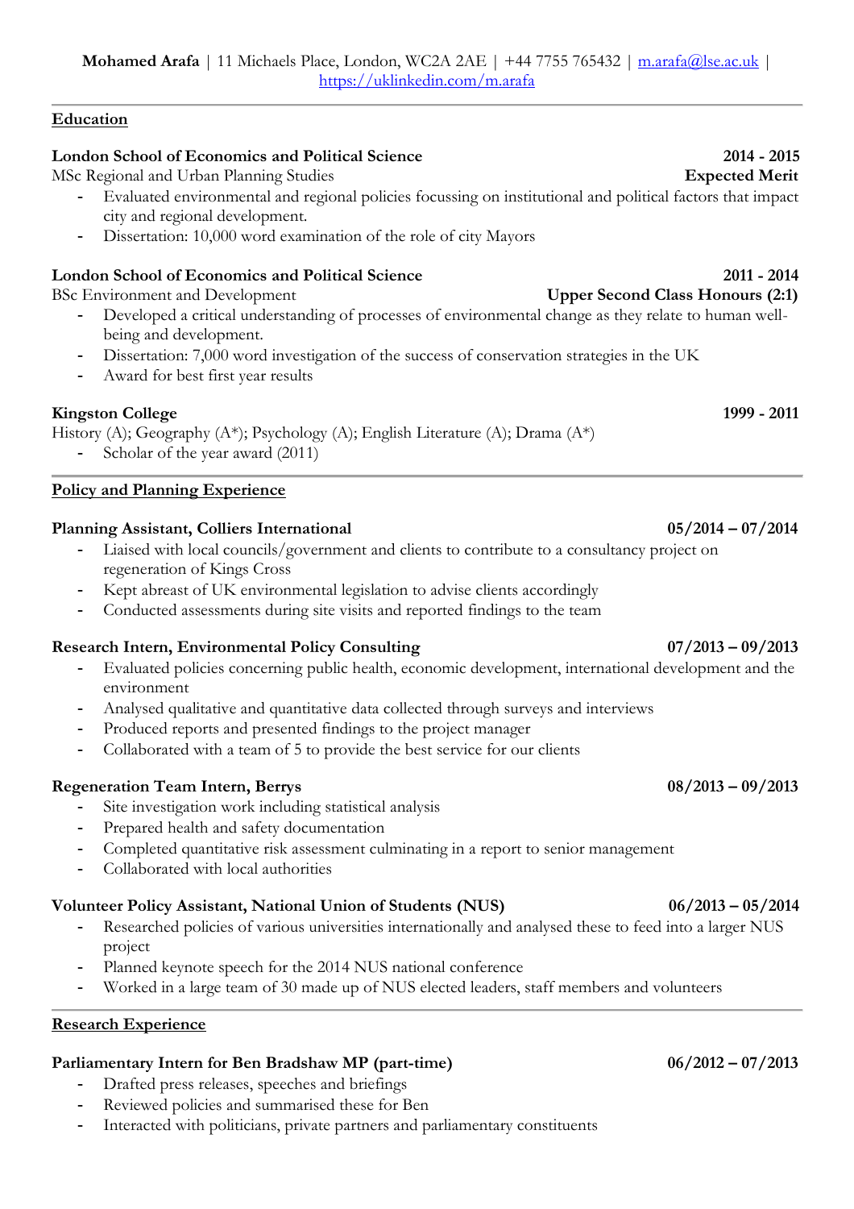**Mohamed Arafa** | 11 Michaels Place, London, WC2A 2AE | +44 7755 765432 | m.arafa@lse.ac.uk | https://uklinkedin.com/m.arafa

## Education

**London School of Economics and Political Science** **2014 - 2015**
MSc Regional and Urban Planning Studies **Expected Merit**

- Evaluated environmental and regional policies focussing on institutional and political factors that impact city and regional development.
- Dissertation: 10,000 word examination of the role of city Mayors

**London School of Economics and Political Science** **2011 - 2014**
BSc Environment and Development **Upper Second Class Honours (2:1)**

- Developed a critical understanding of processes of environmental change as they relate to human well-being and development.
- Dissertation: 7,000 word investigation of the success of conservation strategies in the UK
- Award for best first year results

**Kingston College** **1999 - 2011**
History (A); Geography (A*); Psychology (A); English Literature (A); Drama (A*)

- Scholar of the year award (2011)

## Policy and Planning Experience

**Planning Assistant, Colliers International** **05/2014 – 07/2014**

- Liaised with local councils/government and clients to contribute to a consultancy project on regeneration of Kings Cross
- Kept abreast of UK environmental legislation to advise clients accordingly
- Conducted assessments during site visits and reported findings to the team

**Research Intern, Environmental Policy Consulting** **07/2013 – 09/2013**

- Evaluated policies concerning public health, economic development, international development and the environment
- Analysed qualitative and quantitative data collected through surveys and interviews
- Produced reports and presented findings to the project manager
- Collaborated with a team of 5 to provide the best service for our clients

**Regeneration Team Intern, Berrys** **08/2013 – 09/2013**

- Site investigation work including statistical analysis
- Prepared health and safety documentation
- Completed quantitative risk assessment culminating in a report to senior management
- Collaborated with local authorities

**Volunteer Policy Assistant, National Union of Students (NUS)** **06/2013 – 05/2014**

- Researched policies of various universities internationally and analysed these to feed into a larger NUS project
- Planned keynote speech for the 2014 NUS national conference
- Worked in a large team of 30 made up of NUS elected leaders, staff members and volunteers

## Research Experience

**Parliamentary Intern for Ben Bradshaw MP (part-time)** **06/2012 – 07/2013**

- Drafted press releases, speeches and briefings
- Reviewed policies and summarised these for Ben
- Interacted with politicians, private partners and parliamentary constituents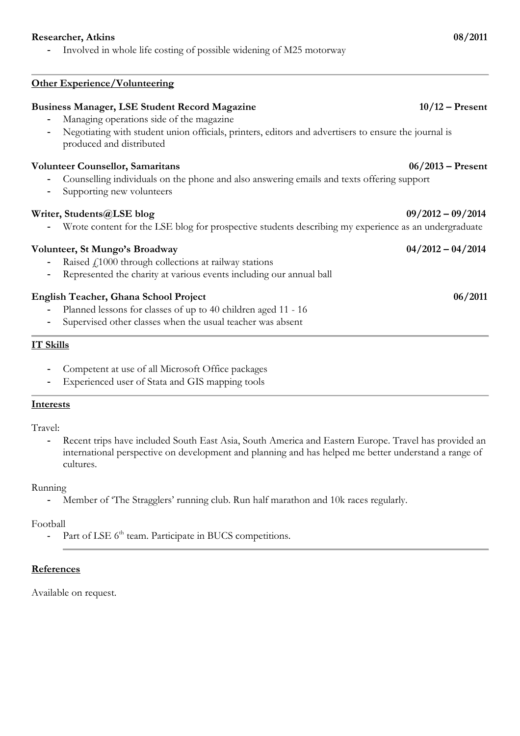**Researcher, Atkins** **08/2011**

- Involved in whole life costing of possible widening of M25 motorway

---

## Other Experience/Volunteering

**Business Manager, LSE Student Record Magazine** **10/12 – Present**

- Managing operations side of the magazine
- Negotiating with student union officials, printers, editors and advertisers to ensure the journal is produced and distributed

**Volunteer Counsellor, Samaritans** **06/2013 – Present**

- Counselling individuals on the phone and also answering emails and texts offering support
- Supporting new volunteers

**Writer, Students@LSE blog** **09/2012 – 09/2014**

- Wrote content for the LSE blog for prospective students describing my experience as an undergraduate

**Volunteer, St Mungo's Broadway** **04/2012 – 04/2014**

- Raised £1000 through collections at railway stations
- Represented the charity at various events including our annual ball

**English Teacher, Ghana School Project** **06/2011**

- Planned lessons for classes of up to 40 children aged 11 - 16
- Supervised other classes when the usual teacher was absent

---

## IT Skills

- Competent at use of all Microsoft Office packages
- Experienced user of Stata and GIS mapping tools

---

## Interests

Travel:

- Recent trips have included South East Asia, South America and Eastern Europe. Travel has provided an international perspective on development and planning and has helped me better understand a range of cultures.

Running

- Member of 'The Stragglers' running club. Run half marathon and 10k races regularly.

Football

- Part of LSE 6th team. Participate in BUCS competitions.

---

## References

Available on request.